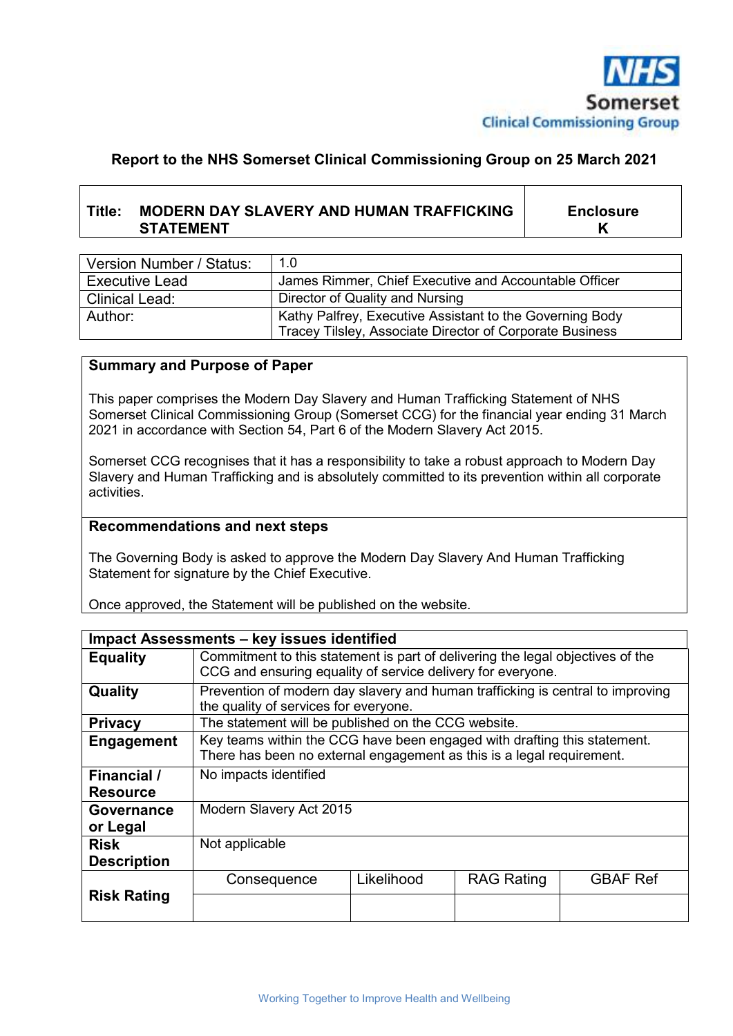NHS
Somerset
Clinical Commissioning Group

**Report to the NHS Somerset Clinical Commissioning Group on 25 March 2021**

| Title: MODERN DAY SLAVERY AND HUMAN TRAFFICKING STATEMENT | Enclosure K |
|---|---|

| Version Number / Status: | 1.0 |
|---|---|
| Executive Lead | James Rimmer, Chief Executive and Accountable Officer |
| Clinical Lead: | Director of Quality and Nursing |
| Author: | Kathy Palfrey, Executive Assistant to the Governing Body<br>Tracey Tilsley, Associate Director of Corporate Business |

## Summary and Purpose of Paper

This paper comprises the Modern Day Slavery and Human Trafficking Statement of NHS Somerset Clinical Commissioning Group (Somerset CCG) for the financial year ending 31 March 2021 in accordance with Section 54, Part 6 of the Modern Slavery Act 2015.

Somerset CCG recognises that it has a responsibility to take a robust approach to Modern Day Slavery and Human Trafficking and is absolutely committed to its prevention within all corporate activities.

## Recommendations and next steps

The Governing Body is asked to approve the Modern Day Slavery And Human Trafficking Statement for signature by the Chief Executive.

Once approved, the Statement will be published on the website.

| **Impact Assessments – key issues identified** | | | | |
|---|---|---|---|---|
| **Equality** | Commitment to this statement is part of delivering the legal objectives of the CCG and ensuring equality of service delivery for everyone. | | | |
| **Quality** | Prevention of modern day slavery and human trafficking is central to improving the quality of services for everyone. | | | |
| **Privacy** | The statement will be published on the CCG website. | | | |
| **Engagement** | Key teams within the CCG have been engaged with drafting this statement. There has been no external engagement as this is a legal requirement. | | | |
| **Financial / Resource** | No impacts identified | | | |
| **Governance or Legal** | Modern Slavery Act 2015 | | | |
| **Risk Description** | Not applicable | | | |
| **Risk Rating** | Consequence | Likelihood | RAG Rating | GBAF Ref |
| | | | | |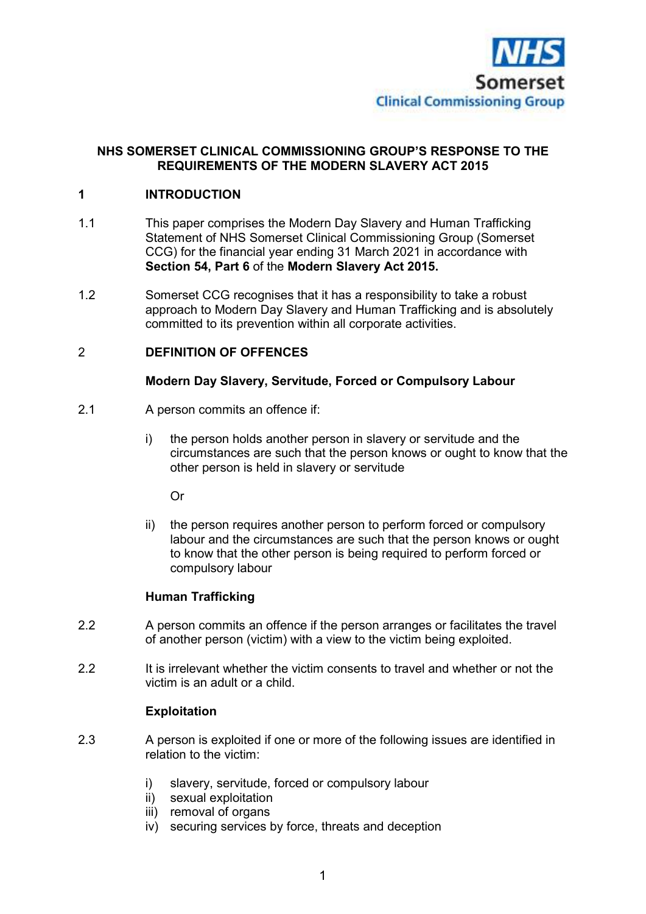NHS Somerset Clinical Commissioning Group

# NHS SOMERSET CLINICAL COMMISSIONING GROUP'S RESPONSE TO THE REQUIREMENTS OF THE MODERN SLAVERY ACT 2015

## 1 INTRODUCTION

1.1 This paper comprises the Modern Day Slavery and Human Trafficking Statement of NHS Somerset Clinical Commissioning Group (Somerset CCG) for the financial year ending 31 March 2021 in accordance with **Section 54, Part 6** of the **Modern Slavery Act 2015.**

1.2 Somerset CCG recognises that it has a responsibility to take a robust approach to Modern Day Slavery and Human Trafficking and is absolutely committed to its prevention within all corporate activities.

## 2 DEFINITION OF OFFENCES

### Modern Day Slavery, Servitude, Forced or Compulsory Labour

2.1 A person commits an offence if:

i) the person holds another person in slavery or servitude and the circumstances are such that the person knows or ought to know that the other person is held in slavery or servitude

Or

ii) the person requires another person to perform forced or compulsory labour and the circumstances are such that the person knows or ought to know that the other person is being required to perform forced or compulsory labour

### Human Trafficking

2.2 A person commits an offence if the person arranges or facilitates the travel of another person (victim) with a view to the victim being exploited.

2.2 It is irrelevant whether the victim consents to travel and whether or not the victim is an adult or a child.

### Exploitation

2.3 A person is exploited if one or more of the following issues are identified in relation to the victim:

i) slavery, servitude, forced or compulsory labour
ii) sexual exploitation
iii) removal of organs
iv) securing services by force, threats and deception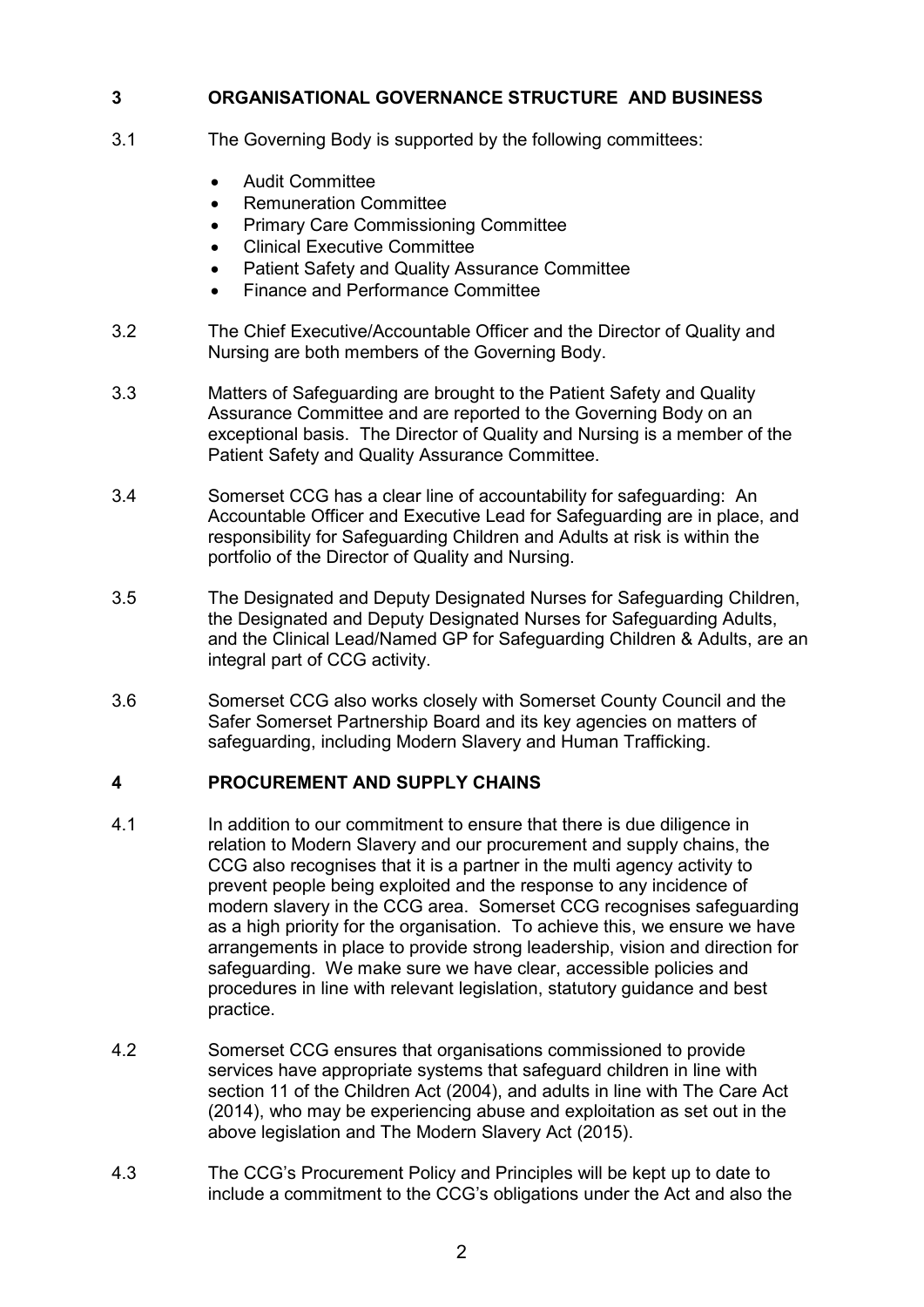## 3 ORGANISATIONAL GOVERNANCE STRUCTURE AND BUSINESS

3.1 The Governing Body is supported by the following committees:

- Audit Committee
- Remuneration Committee
- Primary Care Commissioning Committee
- Clinical Executive Committee
- Patient Safety and Quality Assurance Committee
- Finance and Performance Committee

3.2 The Chief Executive/Accountable Officer and the Director of Quality and Nursing are both members of the Governing Body.

3.3 Matters of Safeguarding are brought to the Patient Safety and Quality Assurance Committee and are reported to the Governing Body on an exceptional basis. The Director of Quality and Nursing is a member of the Patient Safety and Quality Assurance Committee.

3.4 Somerset CCG has a clear line of accountability for safeguarding: An Accountable Officer and Executive Lead for Safeguarding are in place, and responsibility for Safeguarding Children and Adults at risk is within the portfolio of the Director of Quality and Nursing.

3.5 The Designated and Deputy Designated Nurses for Safeguarding Children, the Designated and Deputy Designated Nurses for Safeguarding Adults, and the Clinical Lead/Named GP for Safeguarding Children & Adults, are an integral part of CCG activity.

3.6 Somerset CCG also works closely with Somerset County Council and the Safer Somerset Partnership Board and its key agencies on matters of safeguarding, including Modern Slavery and Human Trafficking.

## 4 PROCUREMENT AND SUPPLY CHAINS

4.1 In addition to our commitment to ensure that there is due diligence in relation to Modern Slavery and our procurement and supply chains, the CCG also recognises that it is a partner in the multi agency activity to prevent people being exploited and the response to any incidence of modern slavery in the CCG area. Somerset CCG recognises safeguarding as a high priority for the organisation. To achieve this, we ensure we have arrangements in place to provide strong leadership, vision and direction for safeguarding. We make sure we have clear, accessible policies and procedures in line with relevant legislation, statutory guidance and best practice.

4.2 Somerset CCG ensures that organisations commissioned to provide services have appropriate systems that safeguard children in line with section 11 of the Children Act (2004), and adults in line with The Care Act (2014), who may be experiencing abuse and exploitation as set out in the above legislation and The Modern Slavery Act (2015).

4.3 The CCG's Procurement Policy and Principles will be kept up to date to include a commitment to the CCG's obligations under the Act and also the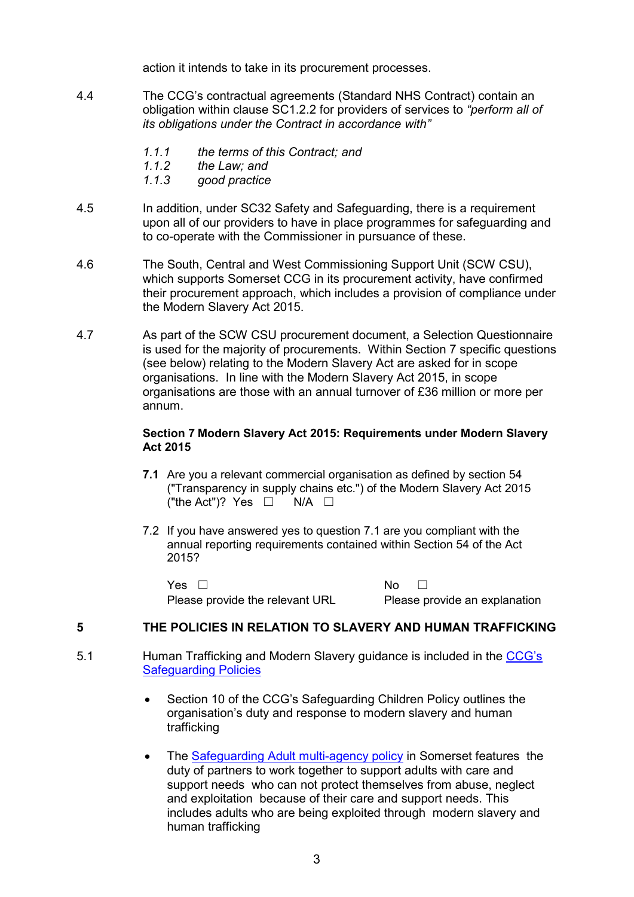action it intends to take in its procurement processes.

4.4 The CCG's contractual agreements (Standard NHS Contract) contain an obligation within clause SC1.2.2 for providers of services to *"perform all of its obligations under the Contract in accordance with"*

*1.1.1 the terms of this Contract; and*
*1.1.2 the Law; and*
*1.1.3 good practice*

4.5 In addition, under SC32 Safety and Safeguarding, there is a requirement upon all of our providers to have in place programmes for safeguarding and to co-operate with the Commissioner in pursuance of these.

4.6 The South, Central and West Commissioning Support Unit (SCW CSU), which supports Somerset CCG in its procurement activity, have confirmed their procurement approach, which includes a provision of compliance under the Modern Slavery Act 2015.

4.7 As part of the SCW CSU procurement document, a Selection Questionnaire is used for the majority of procurements. Within Section 7 specific questions (see below) relating to the Modern Slavery Act are asked for in scope organisations. In line with the Modern Slavery Act 2015, in scope organisations are those with an annual turnover of £36 million or more per annum.

**Section 7 Modern Slavery Act 2015: Requirements under Modern Slavery Act 2015**

**7.1** Are you a relevant commercial organisation as defined by section 54 ("Transparency in supply chains etc.") of the Modern Slavery Act 2015 ("the Act")? Yes ☐ N/A ☐

7.2 If you have answered yes to question 7.1 are you compliant with the annual reporting requirements contained within Section 54 of the Act 2015?

| Yes ☐ | No ☐ |
|---|---|
| Please provide the relevant URL | Please provide an explanation |

## 5 THE POLICIES IN RELATION TO SLAVERY AND HUMAN TRAFFICKING

5.1 Human Trafficking and Modern Slavery guidance is included in the CCG's Safeguarding Policies

- Section 10 of the CCG's Safeguarding Children Policy outlines the organisation's duty and response to modern slavery and human trafficking
- The Safeguarding Adult multi-agency policy in Somerset features the duty of partners to work together to support adults with care and support needs who can not protect themselves from abuse, neglect and exploitation because of their care and support needs. This includes adults who are being exploited through modern slavery and human trafficking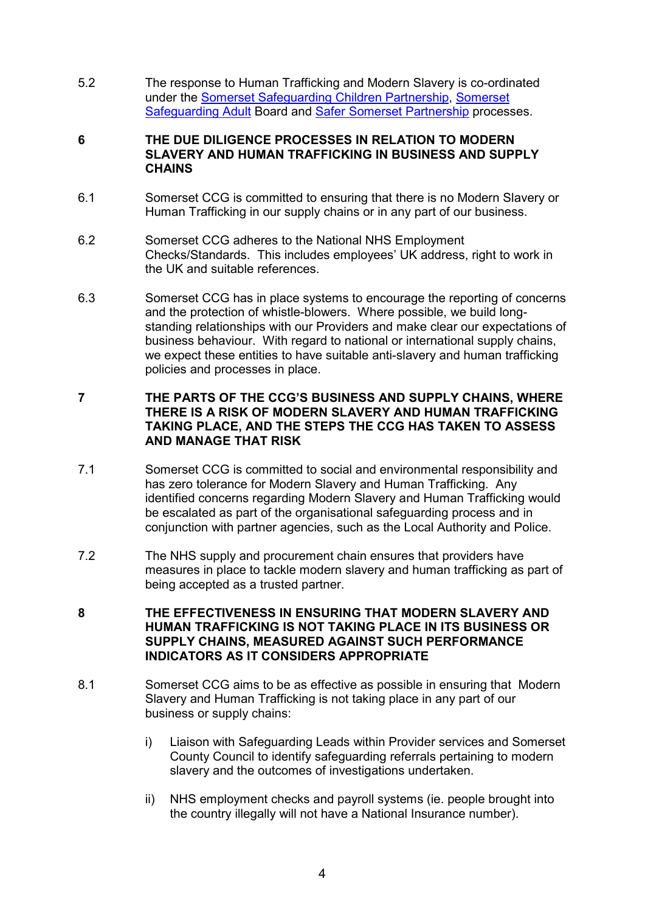5.2 The response to Human Trafficking and Modern Slavery is co-ordinated under the Somerset Safeguarding Children Partnership, Somerset Safeguarding Adult Board and Safer Somerset Partnership processes.

## 6 THE DUE DILIGENCE PROCESSES IN RELATION TO MODERN SLAVERY AND HUMAN TRAFFICKING IN BUSINESS AND SUPPLY CHAINS

6.1 Somerset CCG is committed to ensuring that there is no Modern Slavery or Human Trafficking in our supply chains or in any part of our business.

6.2 Somerset CCG adheres to the National NHS Employment Checks/Standards. This includes employees' UK address, right to work in the UK and suitable references.

6.3 Somerset CCG has in place systems to encourage the reporting of concerns and the protection of whistle-blowers. Where possible, we build long-standing relationships with our Providers and make clear our expectations of business behaviour. With regard to national or international supply chains, we expect these entities to have suitable anti-slavery and human trafficking policies and processes in place.

## 7 THE PARTS OF THE CCG'S BUSINESS AND SUPPLY CHAINS, WHERE THERE IS A RISK OF MODERN SLAVERY AND HUMAN TRAFFICKING TAKING PLACE, AND THE STEPS THE CCG HAS TAKEN TO ASSESS AND MANAGE THAT RISK

7.1 Somerset CCG is committed to social and environmental responsibility and has zero tolerance for Modern Slavery and Human Trafficking. Any identified concerns regarding Modern Slavery and Human Trafficking would be escalated as part of the organisational safeguarding process and in conjunction with partner agencies, such as the Local Authority and Police.

7.2 The NHS supply and procurement chain ensures that providers have measures in place to tackle modern slavery and human trafficking as part of being accepted as a trusted partner.

## 8 THE EFFECTIVENESS IN ENSURING THAT MODERN SLAVERY AND HUMAN TRAFFICKING IS NOT TAKING PLACE IN ITS BUSINESS OR SUPPLY CHAINS, MEASURED AGAINST SUCH PERFORMANCE INDICATORS AS IT CONSIDERS APPROPRIATE

8.1 Somerset CCG aims to be as effective as possible in ensuring that Modern Slavery and Human Trafficking is not taking place in any part of our business or supply chains:

i) Liaison with Safeguarding Leads within Provider services and Somerset County Council to identify safeguarding referrals pertaining to modern slavery and the outcomes of investigations undertaken.

ii) NHS employment checks and payroll systems (ie. people brought into the country illegally will not have a National Insurance number).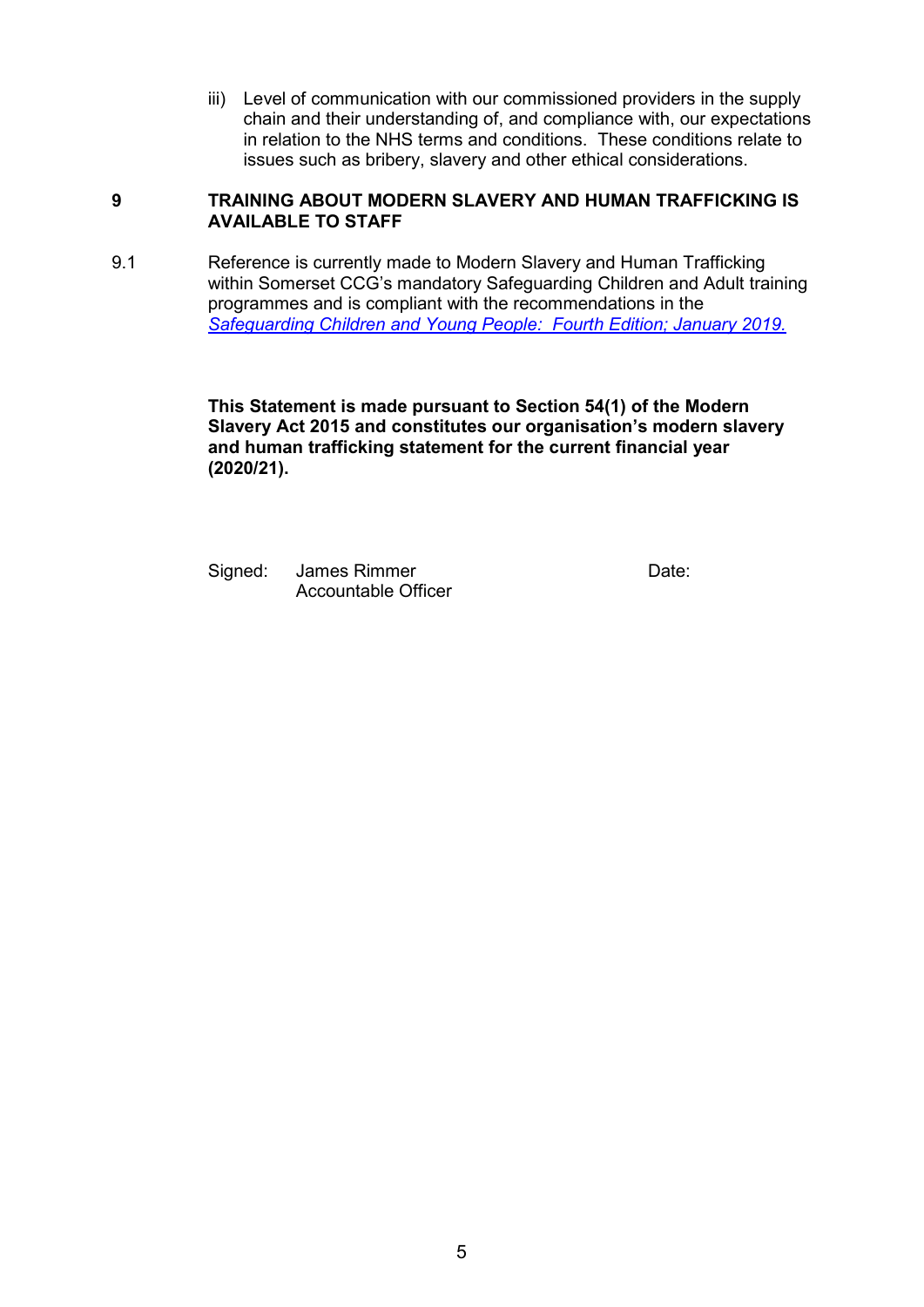iii) Level of communication with our commissioned providers in the supply chain and their understanding of, and compliance with, our expectations in relation to the NHS terms and conditions. These conditions relate to issues such as bribery, slavery and other ethical considerations.

## 9 TRAINING ABOUT MODERN SLAVERY AND HUMAN TRAFFICKING IS AVAILABLE TO STAFF

9.1 Reference is currently made to Modern Slavery and Human Trafficking within Somerset CCG's mandatory Safeguarding Children and Adult training programmes and is compliant with the recommendations in the *Safeguarding Children and Young People: Fourth Edition; January 2019.*

**This Statement is made pursuant to Section 54(1) of the Modern Slavery Act 2015 and constitutes our organisation's modern slavery and human trafficking statement for the current financial year (2020/21).**

Signed: James Rimmer
Accountable Officer

Date: